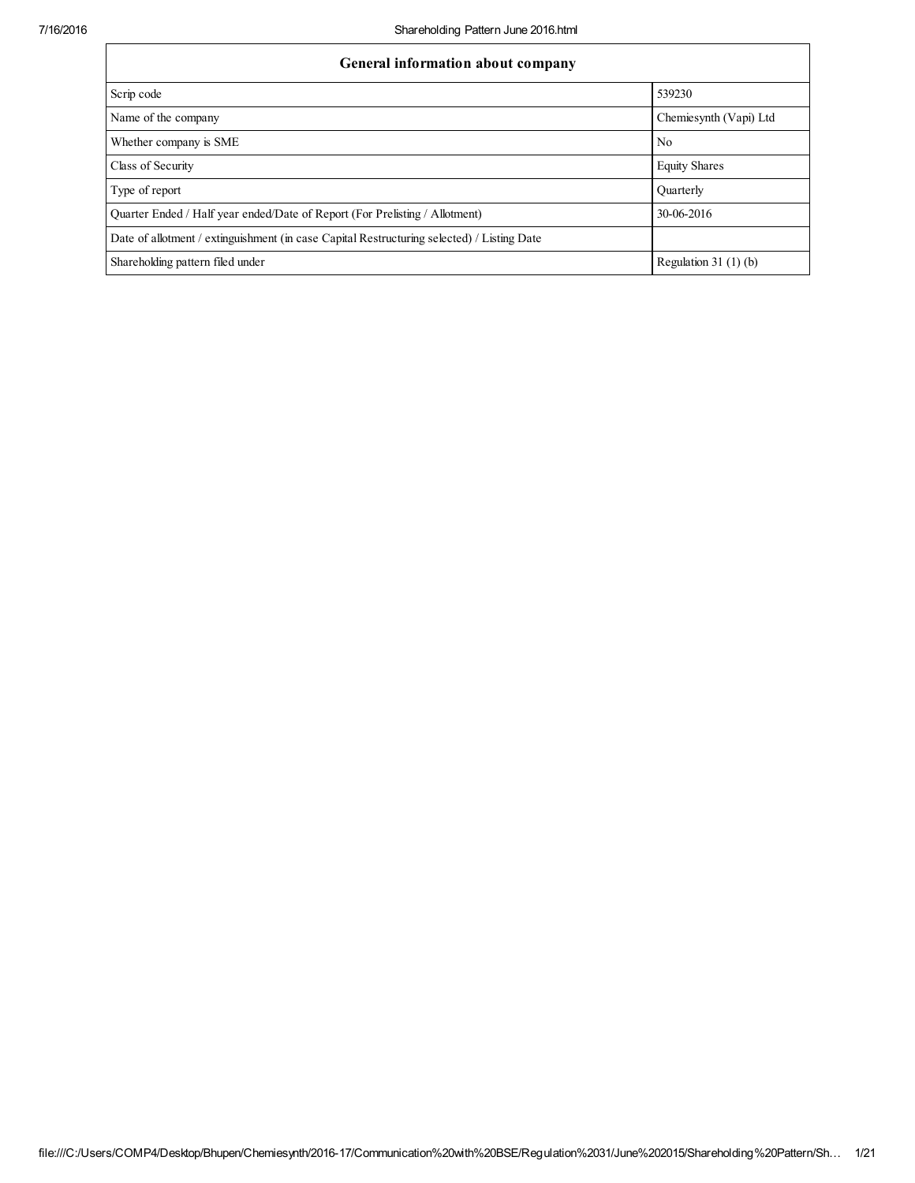| General information about company | |
|---|---|
| Scrip code | 539230 |
| Name of the company | Chemiesynth (Vapi) Ltd |
| Whether company is SME | No |
| Class of Security | Equity Shares |
| Type of report | Quarterly |
| Quarter Ended / Half year ended/Date of Report (For Prelisting / Allotment) | 30-06-2016 |
| Date of allotment / extinguishment (in case Capital Restructuring selected) / Listing Date | |
| Shareholding pattern filed under | Regulation 31 (1) (b) |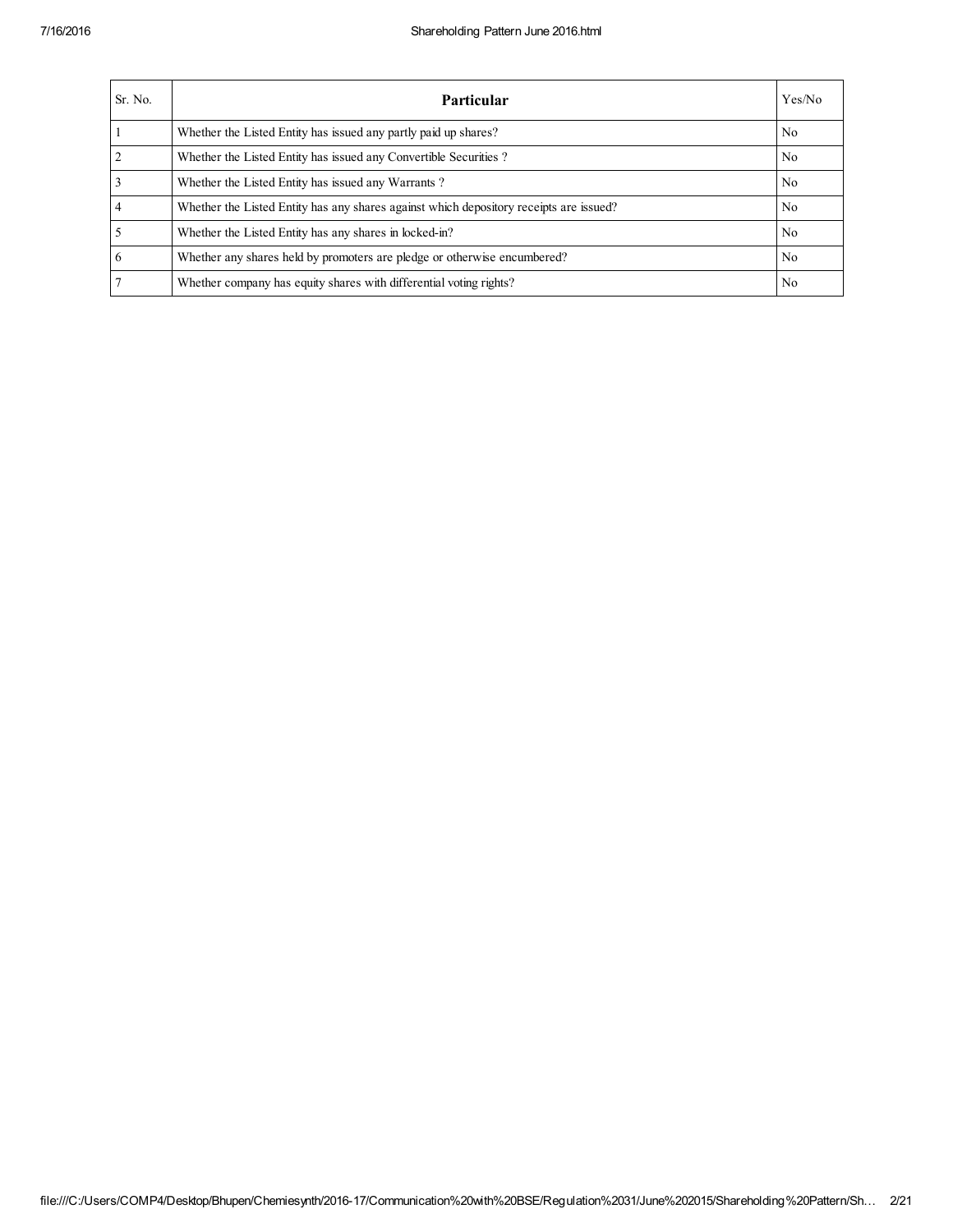| Sr. No. | Particular | Yes/No |
|---|---|---|
| 1 | Whether the Listed Entity has issued any partly paid up shares? | No |
| 2 | Whether the Listed Entity has issued any Convertible Securities ? | No |
| 3 | Whether the Listed Entity has issued any Warrants ? | No |
| 4 | Whether the Listed Entity has any shares against which depository receipts are issued? | No |
| 5 | Whether the Listed Entity has any shares in locked-in? | No |
| 6 | Whether any shares held by promoters are pledge or otherwise encumbered? | No |
| 7 | Whether company has equity shares with differential voting rights? | No |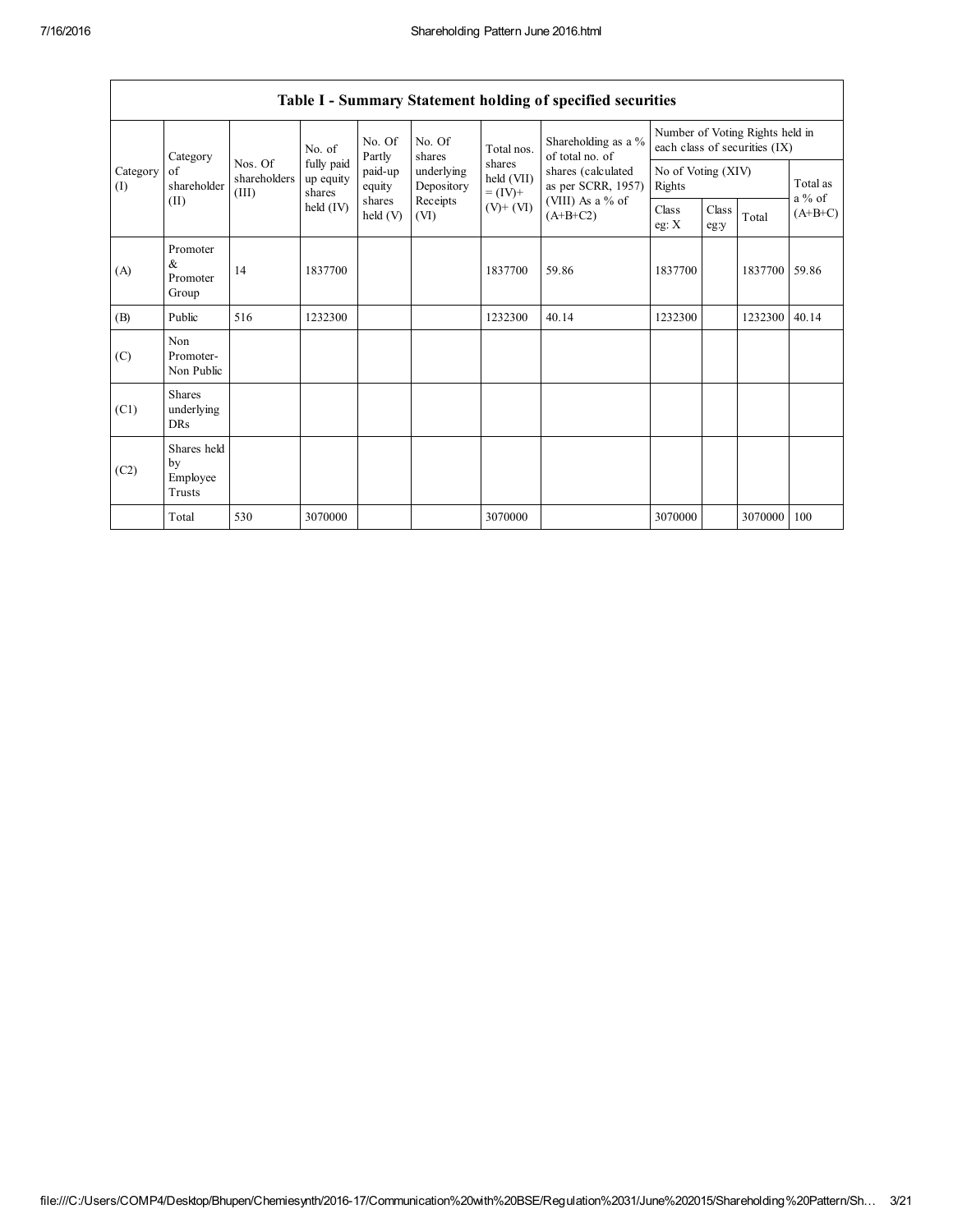| Table I - Summary Statement holding of specified securities | | | | | | | | | | | | |
|---|---|---|---|---|---|---|---|---|---|---|---|---|
| Category (I) | Category of shareholder (II) | Nos. Of shareholders (III) | No. of fully paid up equity shares held (IV) | No. Of Partly paid-up equity shares held (V) | No. Of shares underlying Depository Receipts (VI) | Total nos. shares held (VII) = (IV)+ (V)+ (VI) | Shareholding as a % of total no. of shares (calculated as per SCRR, 1957) (VIII) As a % of (A+B+C2) | Number of Voting Rights held in each class of securities (IX) | | | |
| | | | | | | | | No of Voting (XIV) Rights | | | Total as a % of (A+B+C) |
| | | | | | | | | Class eg: X | Class eg:y | Total | |
| (A) | Promoter & Promoter Group | 14 | 1837700 | | | 1837700 | 59.86 | 1837700 | | 1837700 | 59.86 |
| (B) | Public | 516 | 1232300 | | | 1232300 | 40.14 | 1232300 | | 1232300 | 40.14 |
| (C) | Non Promoter- Non Public | | | | | | | | | | |
| (C1) | Shares underlying DRs | | | | | | | | | | |
| (C2) | Shares held by Employee Trusts | | | | | | | | | | |
| | Total | 530 | 3070000 | | | 3070000 | | 3070000 | | 3070000 | 100 |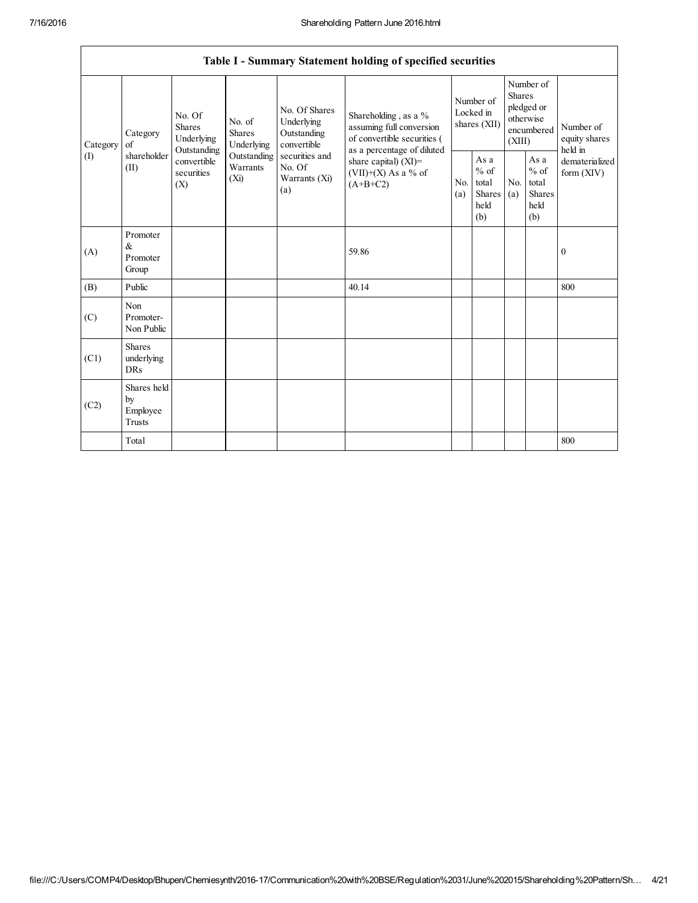| Table I - Summary Statement holding of specified securities | | | | | | | | | | |
|---|---|---|---|---|---|---|---|---|---|---|
| Category (I) | Category of shareholder (II) | No. Of Shares Underlying Outstanding convertible securities (X) | No. of Shares Underlying Outstanding Warrants (Xi) | No. Of Shares Underlying Outstanding convertible securities and No. Of Warrants (Xi) (a) | Shareholding , as a % assuming full conversion of convertible securities ( as a percentage of diluted share capital) (XI)= (VII)+(X) As a % of (A+B+C2) | Number of Locked in shares (XII) | | Number of Shares pledged or otherwise encumbered (XIII) | | Number of equity shares held in dematerialized form (XIV) |
| | | | | | | No. (a) | As a % of total Shares held (b) | No. (a) | As a % of total Shares held (b) | |
| (A) | Promoter & Promoter Group | | | | 59.86 | | | | | 0 |
| (B) | Public | | | | 40.14 | | | | | 800 |
| (C) | Non Promoter- Non Public | | | | | | | | | |
| (C1) | Shares underlying DRs | | | | | | | | | |
| (C2) | Shares held by Employee Trusts | | | | | | | | | |
| | Total | | | | | | | | | 800 |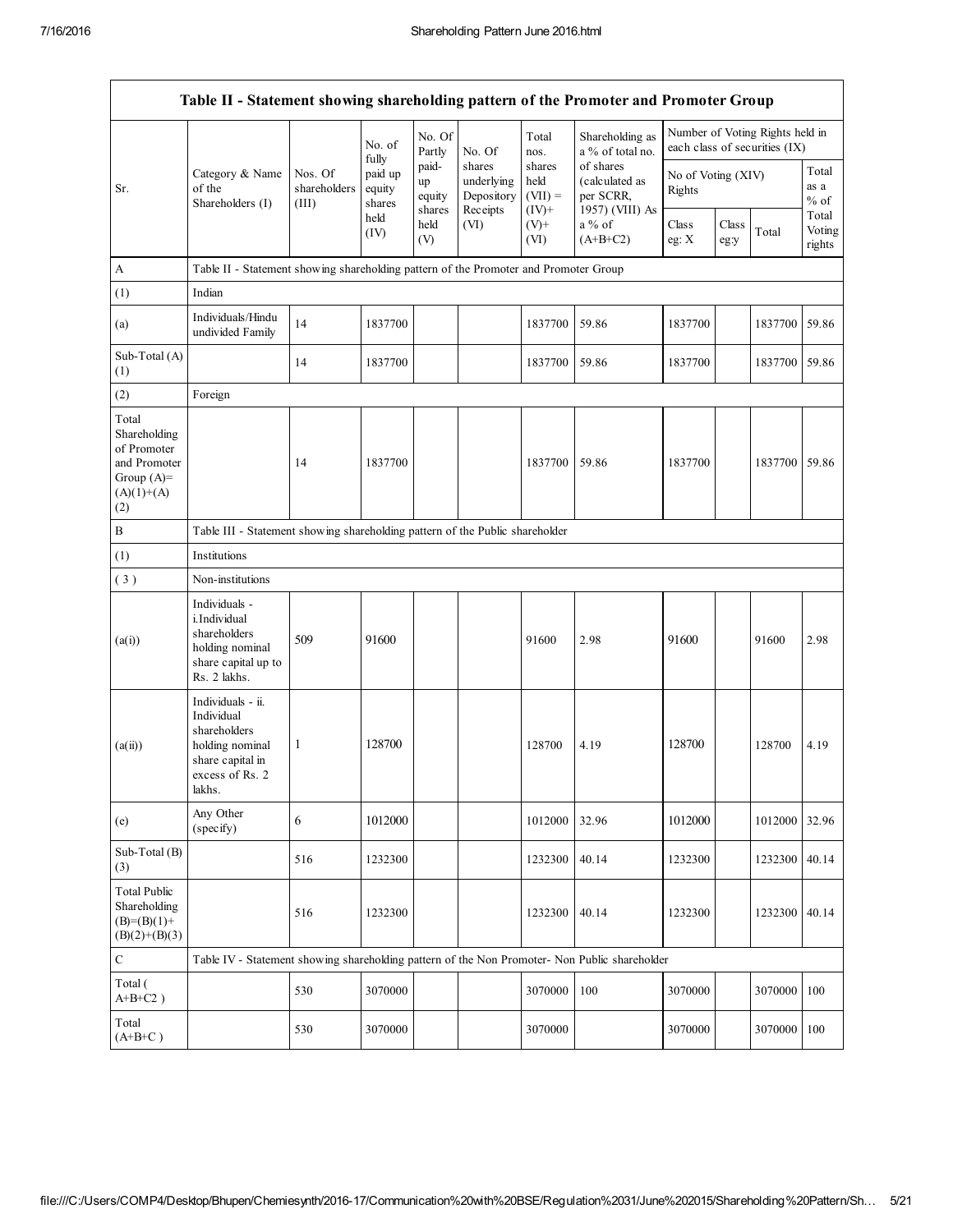| Table II - Statement showing shareholding pattern of the Promoter and Promoter Group | | | | | | | | | | | | |
|---|---|---|---|---|---|---|---|---|---|---|---|---|
| Sr. | Category & Name of the Shareholders (I) | Nos. Of shareholders (III) | No. of fully paid up equity shares held (IV) | No. Of Partly paid-up equity shares held (V) | No. Of shares underlying Depository Receipts (VI) | Total nos. shares held (VII) = (IV)+ (V)+ (VI) | Shareholding as a % of total no. of shares (calculated as per SCRR, 1957) (VIII) As a % of (A+B+C2) | Number of Voting Rights held in each class of securities (IX) | | | |
| | | | | | | | | No of Voting (XIV) Rights | | | Total as a % of Total Voting rights |
| | | | | | | | | Class eg: X | Class eg:y | Total | |
| A | Table II - Statement showing shareholding pattern of the Promoter and Promoter Group | | | | | | | | | | |
| (1) | Indian | | | | | | | | | | |
| (a) | Individuals/Hindu undivided Family | 14 | 1837700 | | | 1837700 | 59.86 | 1837700 | | 1837700 | 59.86 |
| Sub-Total (A) (1) | | 14 | 1837700 | | | 1837700 | 59.86 | 1837700 | | 1837700 | 59.86 |
| (2) | Foreign | | | | | | | | | | |
| Total Shareholding of Promoter and Promoter Group (A)=(A)(1)+(A)(2) | | 14 | 1837700 | | | 1837700 | 59.86 | 1837700 | | 1837700 | 59.86 |
| B | Table III - Statement showing shareholding pattern of the Public shareholder | | | | | | | | | | |
| (1) | Institutions | | | | | | | | | | |
| ( 3 ) | Non-institutions | | | | | | | | | | |
| (a(i)) | Individuals - i.Individual shareholders holding nominal share capital up to Rs. 2 lakhs. | 509 | 91600 | | | 91600 | 2.98 | 91600 | | 91600 | 2.98 |
| (a(ii)) | Individuals - ii. Individual shareholders holding nominal share capital in excess of Rs. 2 lakhs. | 1 | 128700 | | | 128700 | 4.19 | 128700 | | 128700 | 4.19 |
| (e) | Any Other (specify) | 6 | 1012000 | | | 1012000 | 32.96 | 1012000 | | 1012000 | 32.96 |
| Sub-Total (B) (3) | | 516 | 1232300 | | | 1232300 | 40.14 | 1232300 | | 1232300 | 40.14 |
| Total Public Shareholding (B)=(B)(1)+(B)(2)+(B)(3) | | 516 | 1232300 | | | 1232300 | 40.14 | 1232300 | | 1232300 | 40.14 |
| C | Table IV - Statement showing shareholding pattern of the Non Promoter- Non Public shareholder | | | | | | | | | | |
| Total ( A+B+C2 ) | | 530 | 3070000 | | | 3070000 | 100 | 3070000 | | 3070000 | 100 |
| Total (A+B+C ) | | 530 | 3070000 | | | 3070000 | | 3070000 | | 3070000 | 100 |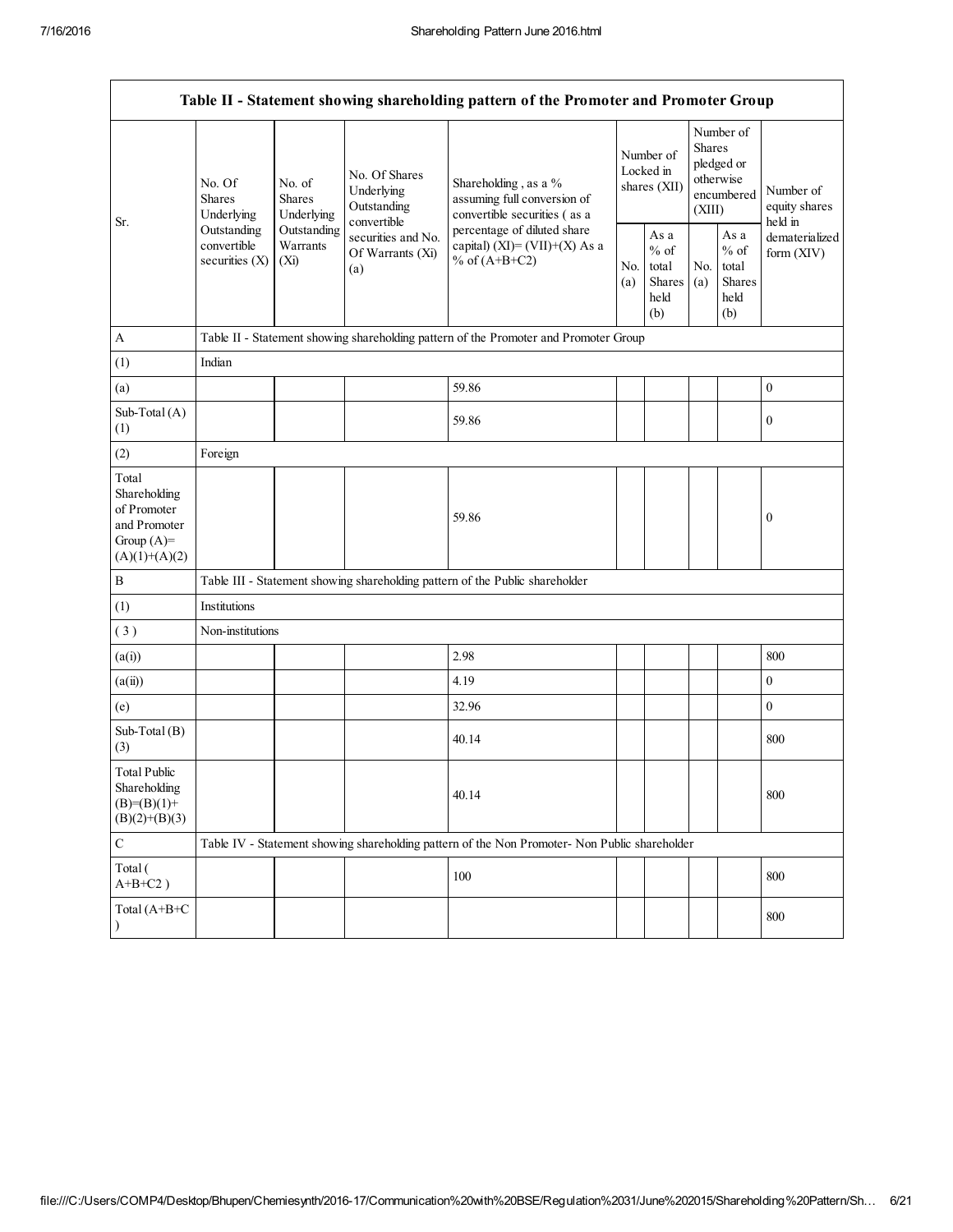| Table II - Statement showing shareholding pattern of the Promoter and Promoter Group | | | | | | | | | |
|---|---|---|---|---|---|---|---|---|---|
| Sr. | No. Of Shares Underlying Outstanding convertible securities (X) | No. of Shares Underlying Outstanding Warrants (Xi) | No. Of Shares Underlying Outstanding convertible securities and No. Of Warrants (Xi) (a) | Shareholding , as a % assuming full conversion of convertible securities ( as a percentage of diluted share capital) (XI)= (VII)+(X) As a % of (A+B+C2) | Number of Locked in shares (XII) | | Number of Shares pledged or otherwise encumbered (XIII) | | Number of equity shares held in dematerialized form (XIV) |
| | | | | | No. (a) | As a % of total Shares held (b) | No. (a) | As a % of total Shares held (b) | |
| A | Table II - Statement showing shareholding pattern of the Promoter and Promoter Group | | | | | | | | |
| (1) | Indian | | | | | | | | |
| (a) | | | | 59.86 | | | | | 0 |
| Sub-Total (A) (1) | | | | 59.86 | | | | | 0 |
| (2) | Foreign | | | | | | | | |
| Total Shareholding of Promoter and Promoter Group (A)= (A)(1)+(A)(2) | | | | 59.86 | | | | | 0 |
| B | Table III - Statement showing shareholding pattern of the Public shareholder | | | | | | | | |
| (1) | Institutions | | | | | | | | |
| ( 3 ) | Non-institutions | | | | | | | | |
| (a(i)) | | | | 2.98 | | | | | 800 |
| (a(ii)) | | | | 4.19 | | | | | 0 |
| (e) | | | | 32.96 | | | | | 0 |
| Sub-Total (B) (3) | | | | 40.14 | | | | | 800 |
| Total Public Shareholding (B)=(B)(1)+ (B)(2)+(B)(3) | | | | 40.14 | | | | | 800 |
| C | Table IV - Statement showing shareholding pattern of the Non Promoter- Non Public shareholder | | | | | | | | |
| Total ( A+B+C2 ) | | | | 100 | | | | | 800 |
| Total (A+B+C ) | | | | | | | | | 800 |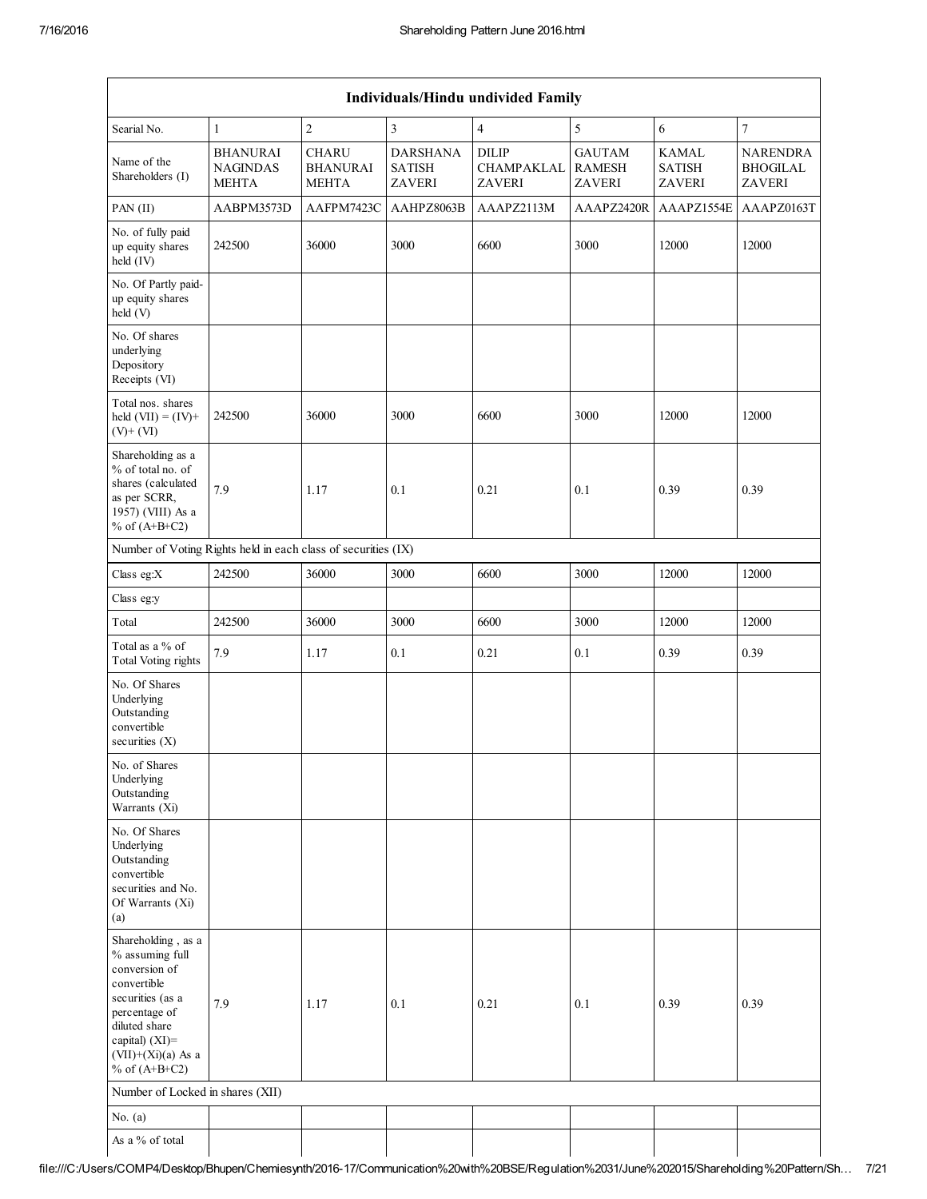| Individuals/Hindu undivided Family | | | | | | | |
|---|---|---|---|---|---|---|---|
| Searial No. | 1 | 2 | 3 | 4 | 5 | 6 | 7 |
| Name of the Shareholders (I) | BHANURAI NAGINDAS MEHTA | CHARU BHANURAI MEHTA | DARSHANA SATISH ZAVERI | DILIP CHAMPAKLAL ZAVERI | GAUTAM RAMESH ZAVERI | KAMAL SATISH ZAVERI | NARENDRA BHOGILAL ZAVERI |
| PAN (II) | AABPM3573D | AAFPM7423C | AAHPZ8063B | AAAPZ2113M | AAAPZ2420R | AAAPZ1554E | AAAPZ0163T |
| No. of fully paid up equity shares held (IV) | 242500 | 36000 | 3000 | 6600 | 3000 | 12000 | 12000 |
| No. Of Partly paid-up equity shares held (V) | | | | | | | |
| No. Of shares underlying Depository Receipts (VI) | | | | | | | |
| Total nos. shares held (VII) = (IV)+ (V)+ (VI) | 242500 | 36000 | 3000 | 6600 | 3000 | 12000 | 12000 |
| Shareholding as a % of total no. of shares (calculated as per SCRR, 1957) (VIII) As a % of (A+B+C2) | 7.9 | 1.17 | 0.1 | 0.21 | 0.1 | 0.39 | 0.39 |
| Number of Voting Rights held in each class of securities (IX) | | | | | | | |
| Class eg:X | 242500 | 36000 | 3000 | 6600 | 3000 | 12000 | 12000 |
| Class eg:y | | | | | | | |
| Total | 242500 | 36000 | 3000 | 6600 | 3000 | 12000 | 12000 |
| Total as a % of Total Voting rights | 7.9 | 1.17 | 0.1 | 0.21 | 0.1 | 0.39 | 0.39 |
| No. Of Shares Underlying Outstanding convertible securities (X) | | | | | | | |
| No. of Shares Underlying Outstanding Warrants (Xi) | | | | | | | |
| No. Of Shares Underlying Outstanding convertible securities and No. Of Warrants (Xi) (a) | | | | | | | |
| Shareholding , as a % assuming full conversion of convertible securities (as a percentage of diluted share capital) (XI)= (VII)+(Xi)(a) As a % of (A+B+C2) | 7.9 | 1.17 | 0.1 | 0.21 | 0.1 | 0.39 | 0.39 |
| Number of Locked in shares (XII) | | | | | | | |
| No. (a) | | | | | | | |
| As a % of total | | | | | | | |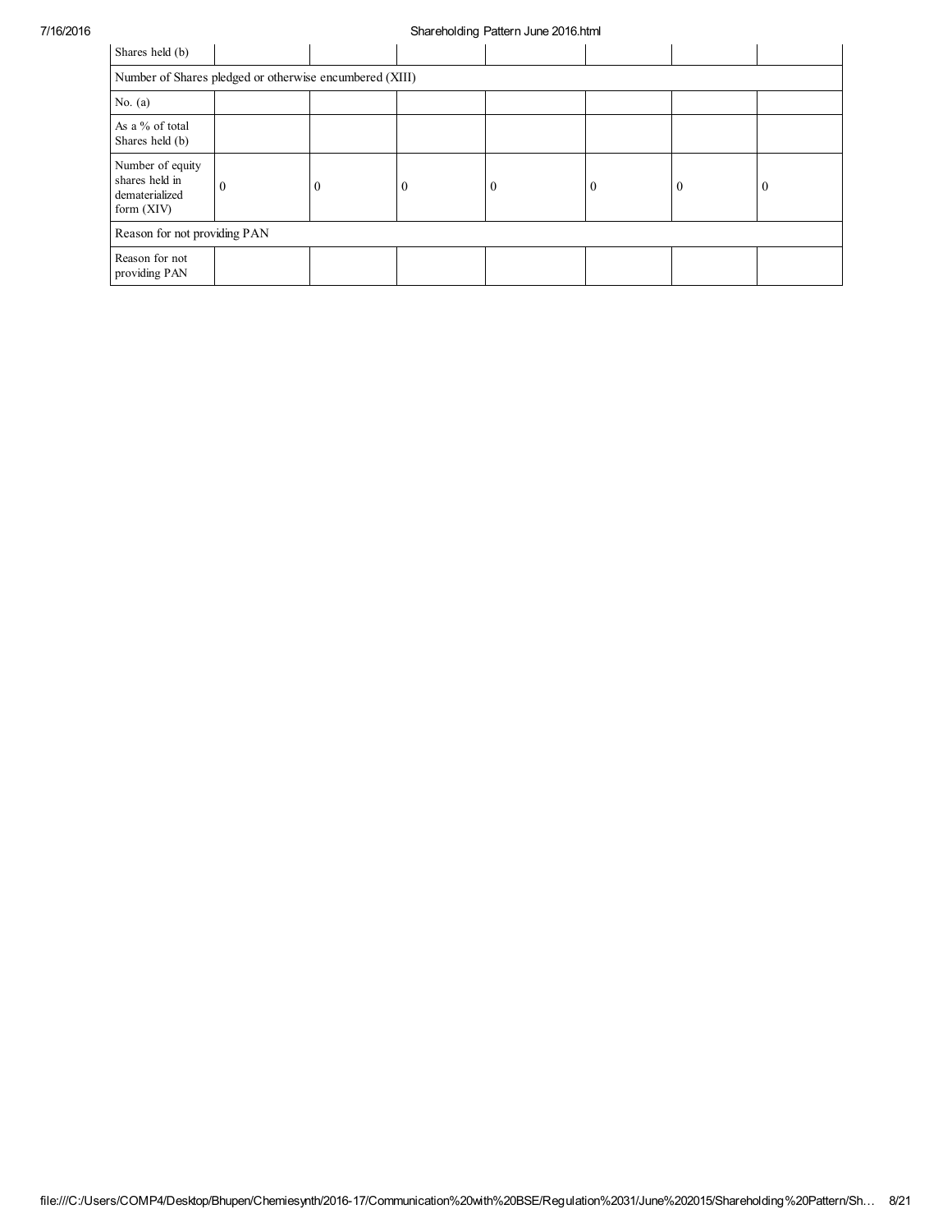| Shares held (b) | | | | | | | |
|---|---|---|---|---|---|---|---|
| Number of Shares pledged or otherwise encumbered (XIII) | | | | | | | |
| No. (a) | | | | | | | |
| As a % of total Shares held (b) | | | | | | | |
| Number of equity shares held in dematerialized form (XIV) | 0 | 0 | 0 | 0 | 0 | 0 | 0 |
| Reason for not providing PAN | | | | | | | |
| Reason for not providing PAN | | | | | | | |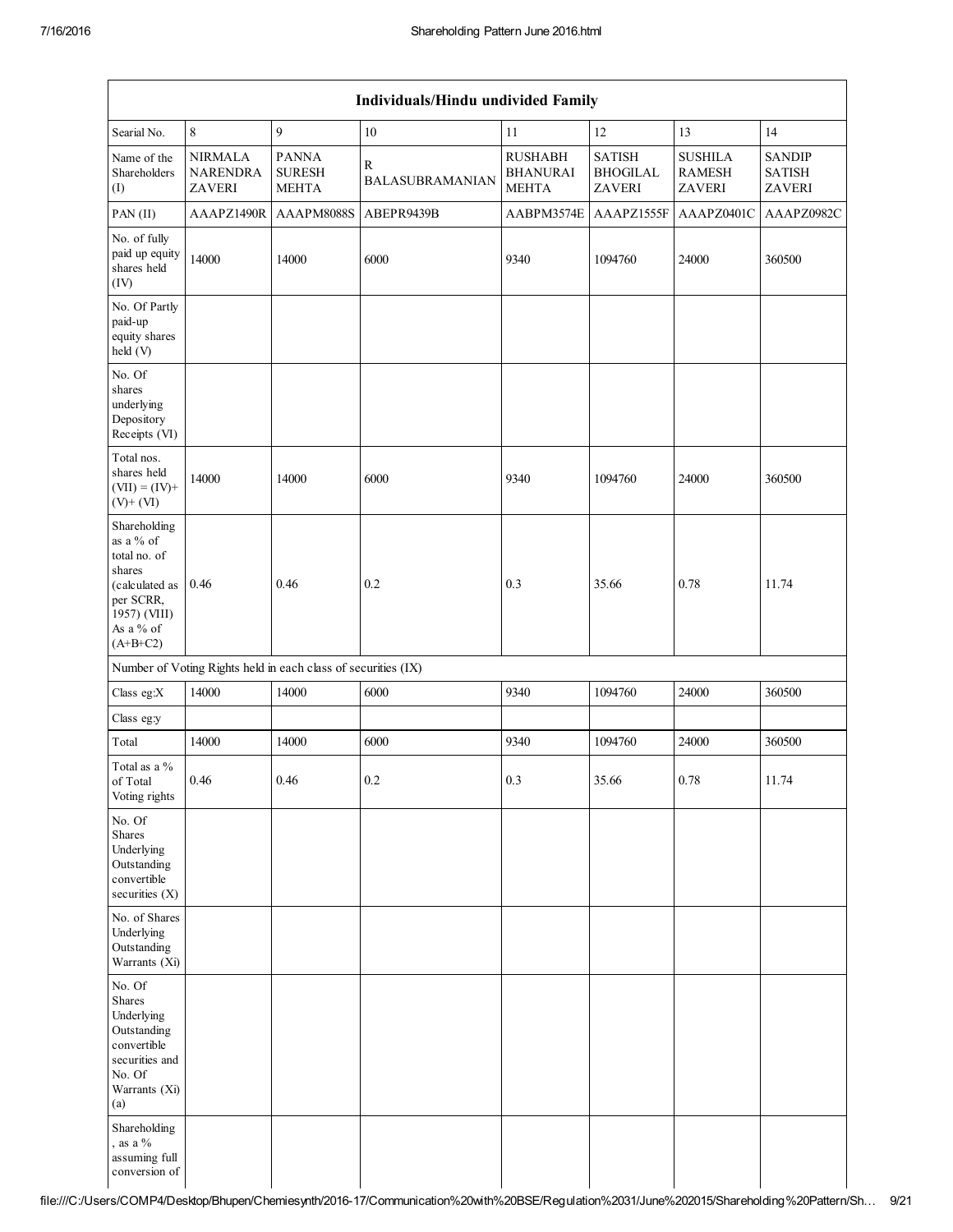| Individuals/Hindu undivided Family | | | | | | | |
|---|---|---|---|---|---|---|---|
| Searial No. | 8 | 9 | 10 | 11 | 12 | 13 | 14 |
| Name of the Shareholders (I) | NIRMALA NARENDRA ZAVERI | PANNA SURESH MEHTA | R BALASUBRAMANIAN | RUSHABH BHANURAI MEHTA | SATISH BHOGILAL ZAVERI | SUSHILA RAMESH ZAVERI | SANDIP SATISH ZAVERI |
| PAN (II) | AAAPZ1490R | AAAPM8088S | ABEPR9439B | AABPM3574E | AAAPZ1555F | AAAPZ0401C | AAAPZ0982C |
| No. of fully paid up equity shares held (IV) | 14000 | 14000 | 6000 | 9340 | 1094760 | 24000 | 360500 |
| No. Of Partly paid-up equity shares held (V) | | | | | | | |
| No. Of shares underlying Depository Receipts (VI) | | | | | | | |
| Total nos. shares held (VII) = (IV)+ (V)+ (VI) | 14000 | 14000 | 6000 | 9340 | 1094760 | 24000 | 360500 |
| Shareholding as a % of total no. of shares (calculated as per SCRR, 1957) (VIII) As a % of (A+B+C2) | 0.46 | 0.46 | 0.2 | 0.3 | 35.66 | 0.78 | 11.74 |
| Number of Voting Rights held in each class of securities (IX) | | | | | | | |
| Class eg:X | 14000 | 14000 | 6000 | 9340 | 1094760 | 24000 | 360500 |
| Class eg:y | | | | | | | |
| Total | 14000 | 14000 | 6000 | 9340 | 1094760 | 24000 | 360500 |
| Total as a % of Total Voting rights | 0.46 | 0.46 | 0.2 | 0.3 | 35.66 | 0.78 | 11.74 |
| No. Of Shares Underlying Outstanding convertible securities (X) | | | | | | | |
| No. of Shares Underlying Outstanding Warrants (Xi) | | | | | | | |
| No. Of Shares Underlying Outstanding convertible securities and No. Of Warrants (Xi) (a) | | | | | | | |
| Shareholding , as a % assuming full conversion of | | | | | | | |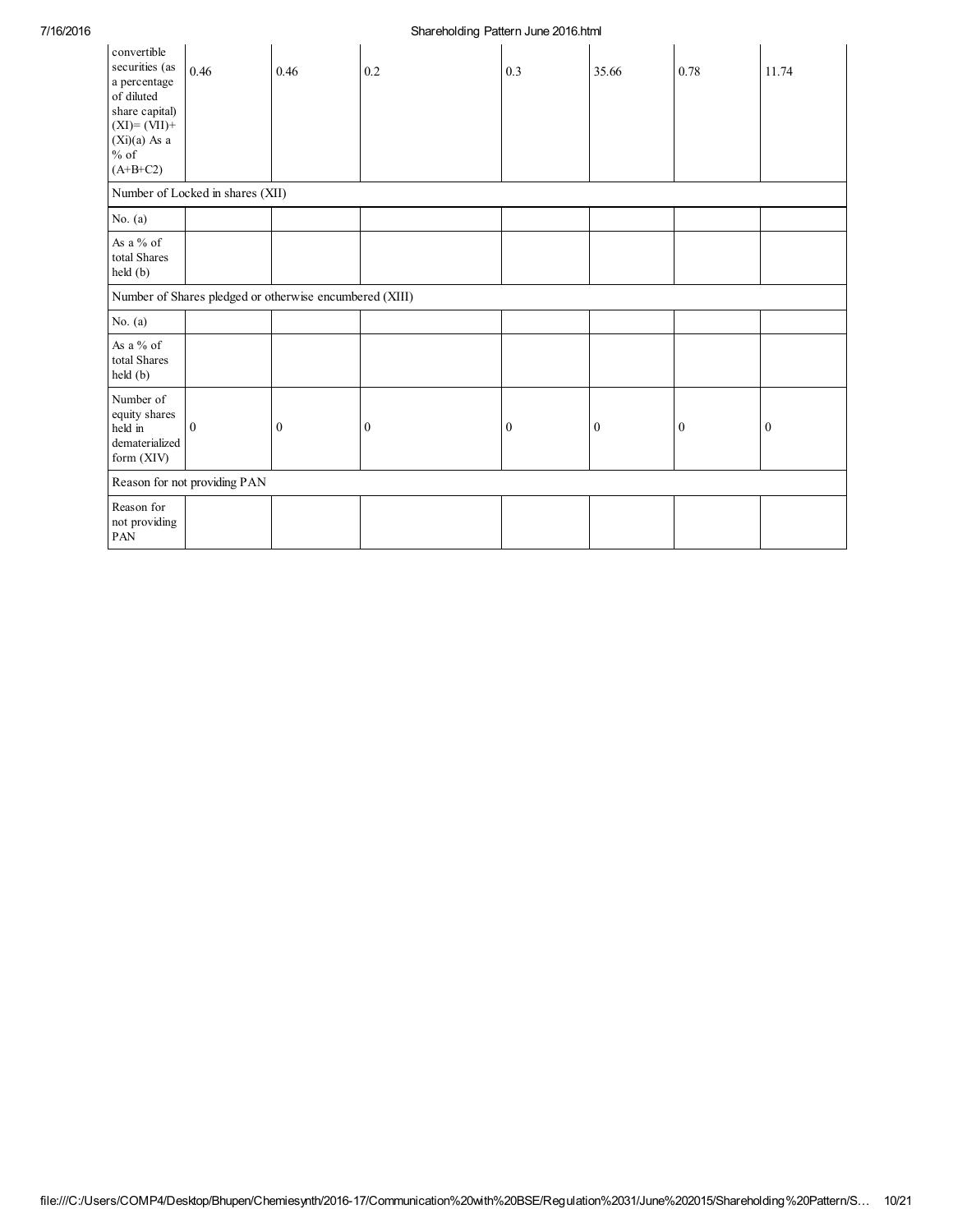| convertible securities (as a percentage of diluted share capital) (XI)= (VII)+(Xi)(a) As a % of (A+B+C2) | 0.46 | 0.46 | 0.2 | 0.3 | 35.66 | 0.78 | 11.74 |
|---|---|---|---|---|---|---|---|
| Number of Locked in shares (XII) | | | | | | | |
| No. (a) | | | | | | | |
| As a % of total Shares held (b) | | | | | | | |
| Number of Shares pledged or otherwise encumbered (XIII) | | | | | | | |
| No. (a) | | | | | | | |
| As a % of total Shares held (b) | | | | | | | |
| Number of equity shares held in dematerialized form (XIV) | 0 | 0 | 0 | 0 | 0 | 0 | 0 |
| Reason for not providing PAN | | | | | | | |
| Reason for not providing PAN | | | | | | | |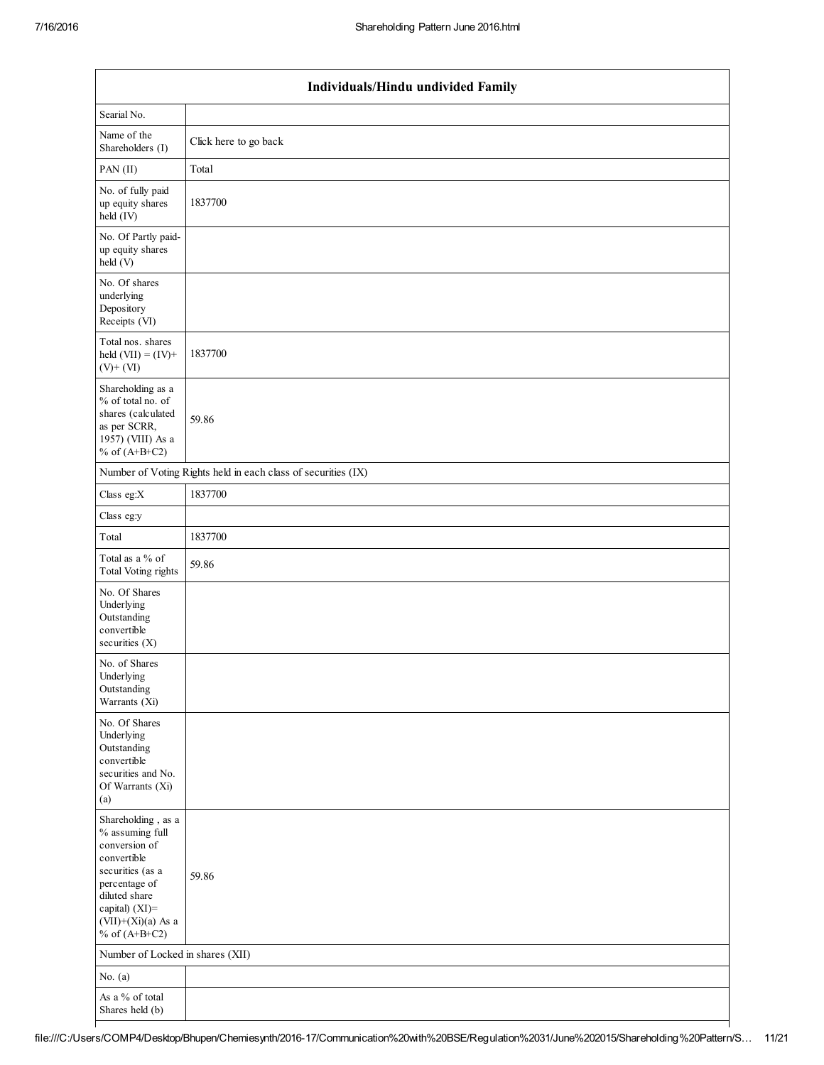| Individuals/Hindu undivided Family | |
|---|---|
| Searial No. | |
| Name of the Shareholders (I) | Click here to go back |
| PAN (II) | Total |
| No. of fully paid up equity shares held (IV) | 1837700 |
| No. Of Partly paid-up equity shares held (V) | |
| No. Of shares underlying Depository Receipts (VI) | |
| Total nos. shares held (VII) = (IV)+ (V)+ (VI) | 1837700 |
| Shareholding as a % of total no. of shares (calculated as per SCRR, 1957) (VIII) As a % of (A+B+C2) | 59.86 |
| Number of Voting Rights held in each class of securities (IX) | |
| Class eg:X | 1837700 |
| Class eg:y | |
| Total | 1837700 |
| Total as a % of Total Voting rights | 59.86 |
| No. Of Shares Underlying Outstanding convertible securities (X) | |
| No. of Shares Underlying Outstanding Warrants (Xi) | |
| No. Of Shares Underlying Outstanding convertible securities and No. Of Warrants (Xi) (a) | |
| Shareholding , as a % assuming full conversion of convertible securities (as a percentage of diluted share capital) (XI)= (VII)+(Xi)(a) As a % of (A+B+C2) | 59.86 |
| Number of Locked in shares (XII) | |
| No. (a) | |
| As a % of total Shares held (b) | |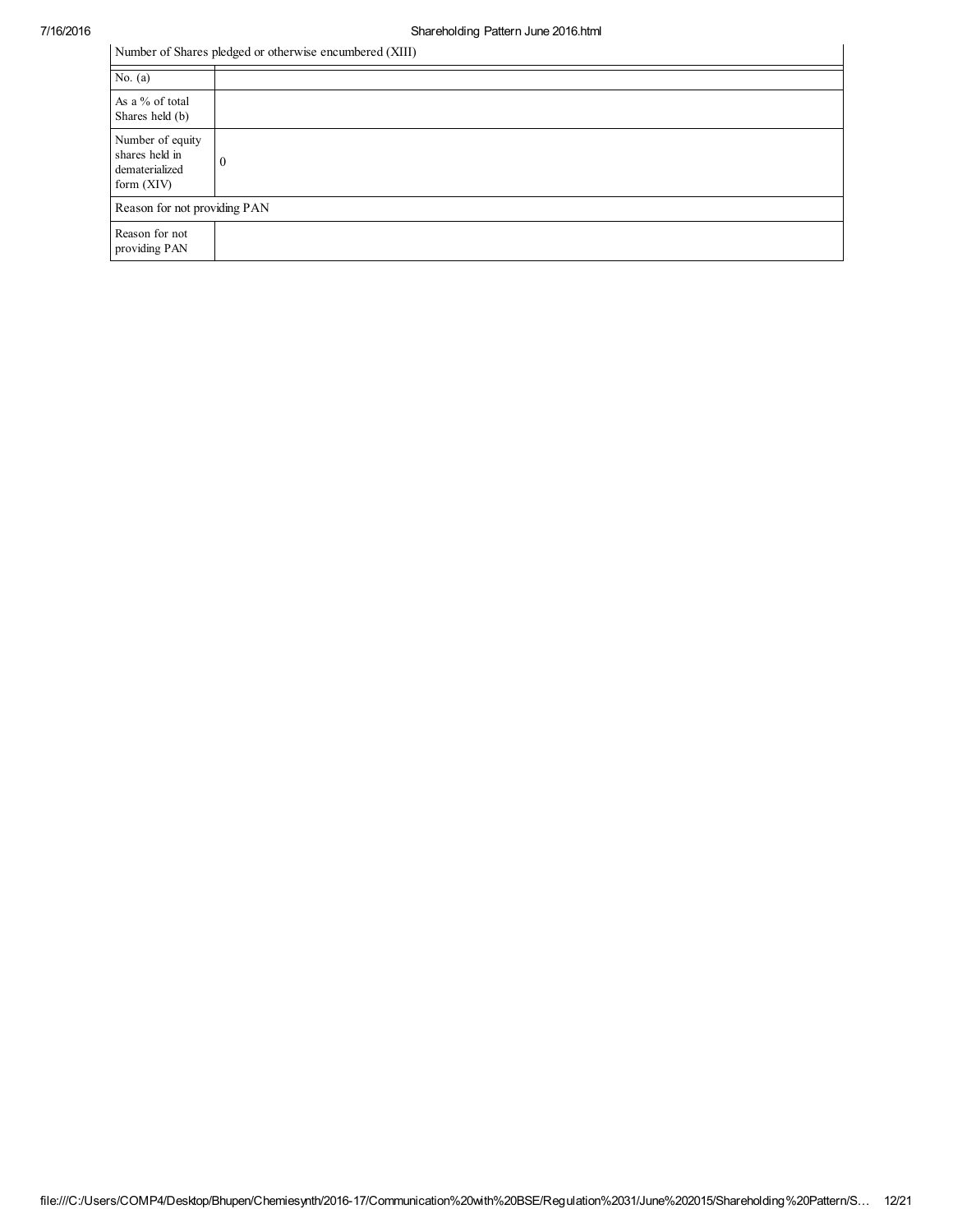| Number of Shares pledged or otherwise encumbered (XIII) | |
|---|---|
| No. (a) | |
| As a % of total Shares held (b) | |
| Number of equity shares held in dematerialized form (XIV) | 0 |
| Reason for not providing PAN | |
| Reason for not providing PAN | |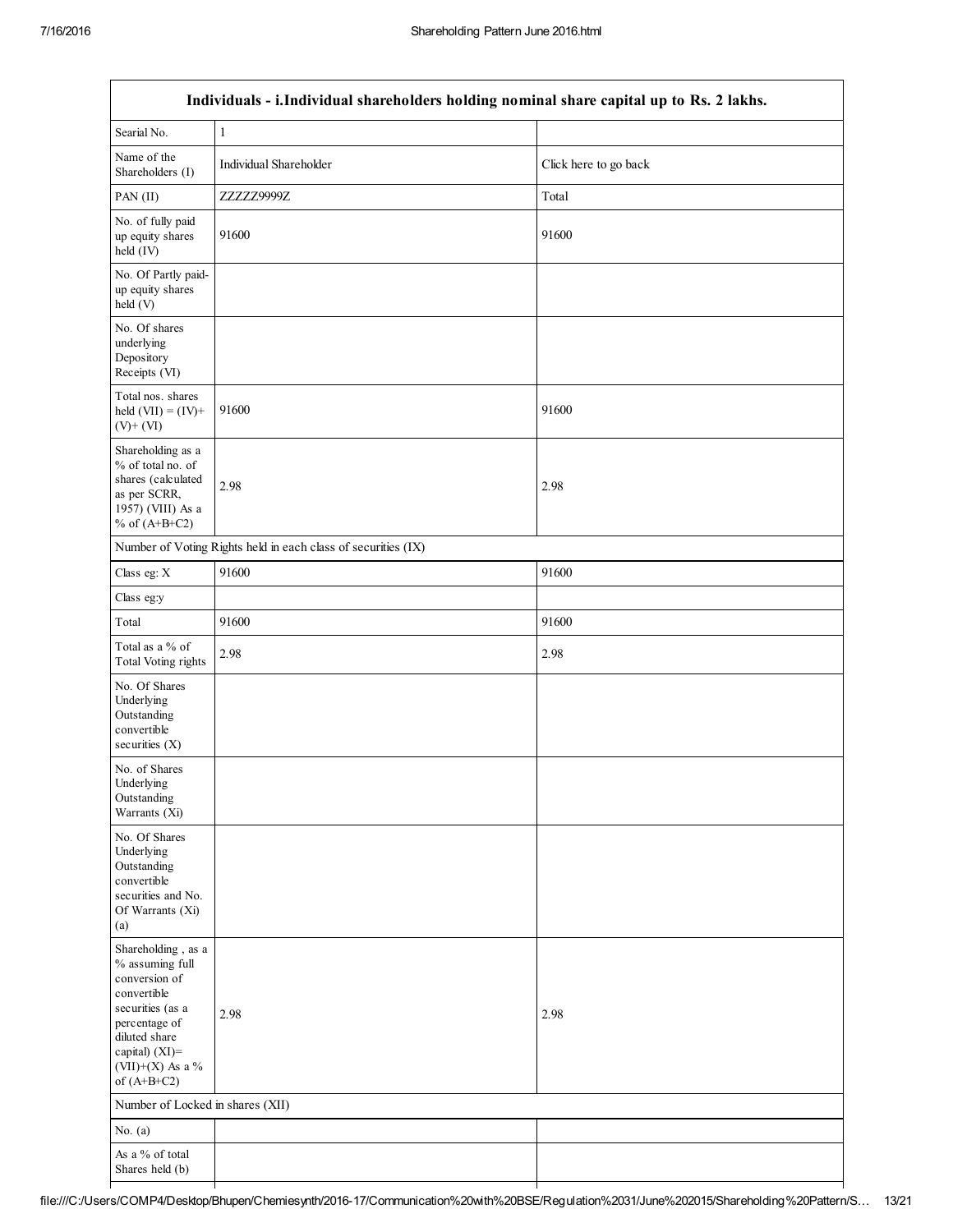| Individuals - i.Individual shareholders holding nominal share capital up to Rs. 2 lakhs. | | |
|---|---|---|
| Searial No. | 1 | |
| Name of the Shareholders (I) | Individual Shareholder | Click here to go back |
| PAN (II) | ZZZZZ9999Z | Total |
| No. of fully paid up equity shares held (IV) | 91600 | 91600 |
| No. Of Partly paid-up equity shares held (V) | | |
| No. Of shares underlying Depository Receipts (VI) | | |
| Total nos. shares held (VII) = (IV)+ (V)+ (VI) | 91600 | 91600 |
| Shareholding as a % of total no. of shares (calculated as per SCRR, 1957) (VIII) As a % of (A+B+C2) | 2.98 | 2.98 |
| Number of Voting Rights held in each class of securities (IX) | | |
| Class eg: X | 91600 | 91600 |
| Class eg:y | | |
| Total | 91600 | 91600 |
| Total as a % of Total Voting rights | 2.98 | 2.98 |
| No. Of Shares Underlying Outstanding convertible securities (X) | | |
| No. of Shares Underlying Outstanding Warrants (Xi) | | |
| No. Of Shares Underlying Outstanding convertible securities and No. Of Warrants (Xi) (a) | | |
| Shareholding , as a % assuming full conversion of convertible securities (as a percentage of diluted share capital) (XI)= (VII)+(X) As a % of (A+B+C2) | 2.98 | 2.98 |
| Number of Locked in shares (XII) | | |
| No. (a) | | |
| As a % of total Shares held (b) | | |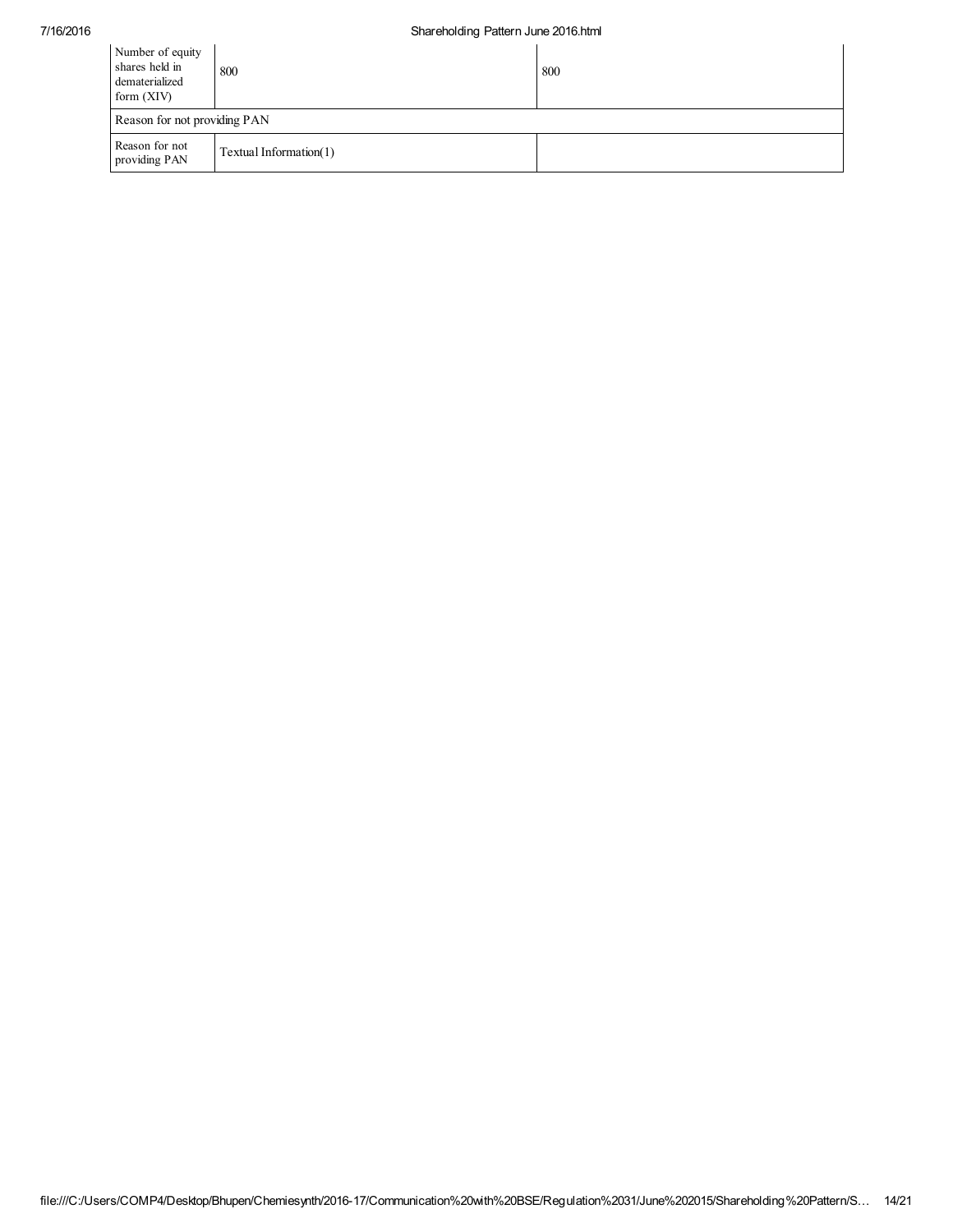| Number of equity shares held in dematerialized form (XIV) | 800 | 800 |
|---|---|---|
| Reason for not providing PAN | | |
| Reason for not providing PAN | Textual Information(1) | |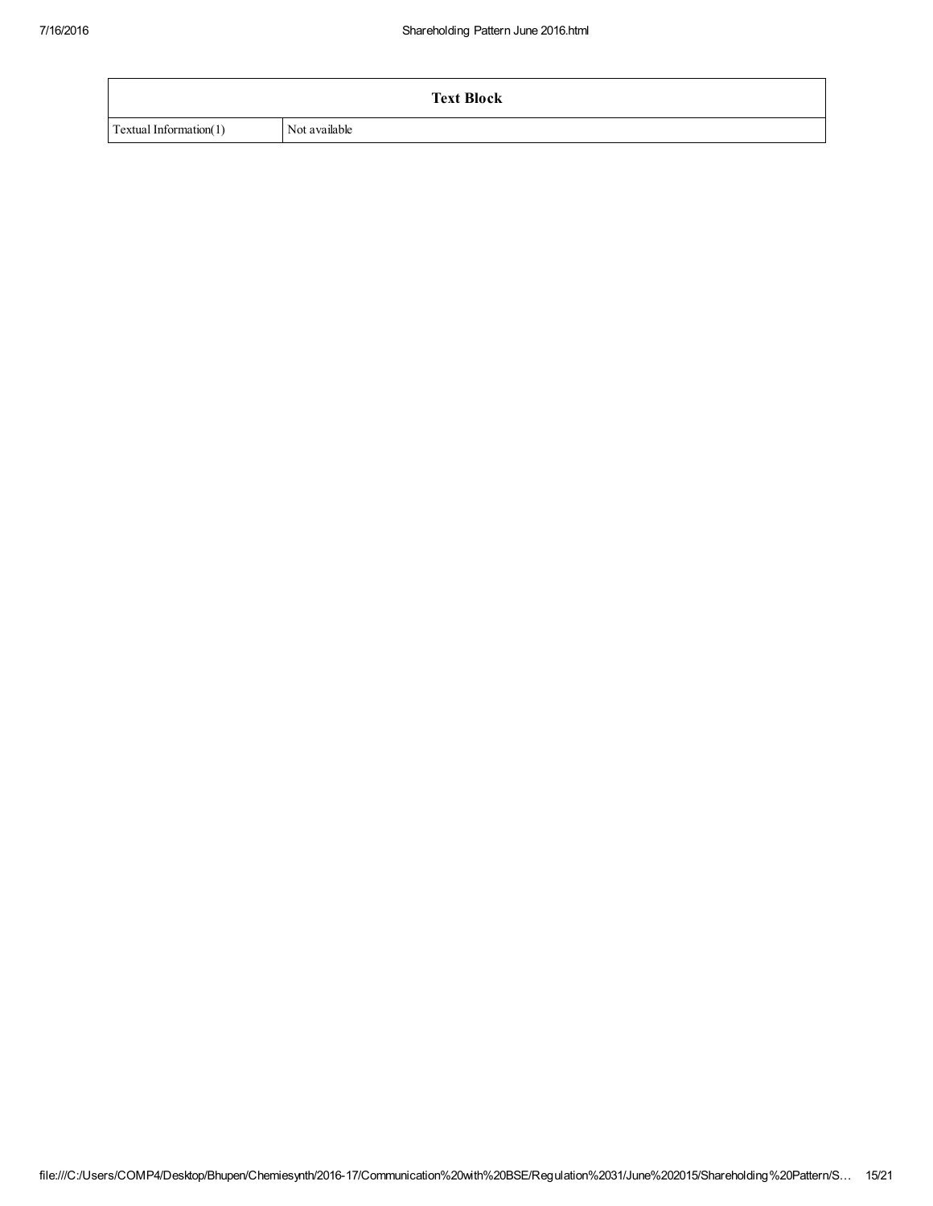| Text Block | |
|---|---|
| Textual Information(1) | Not available |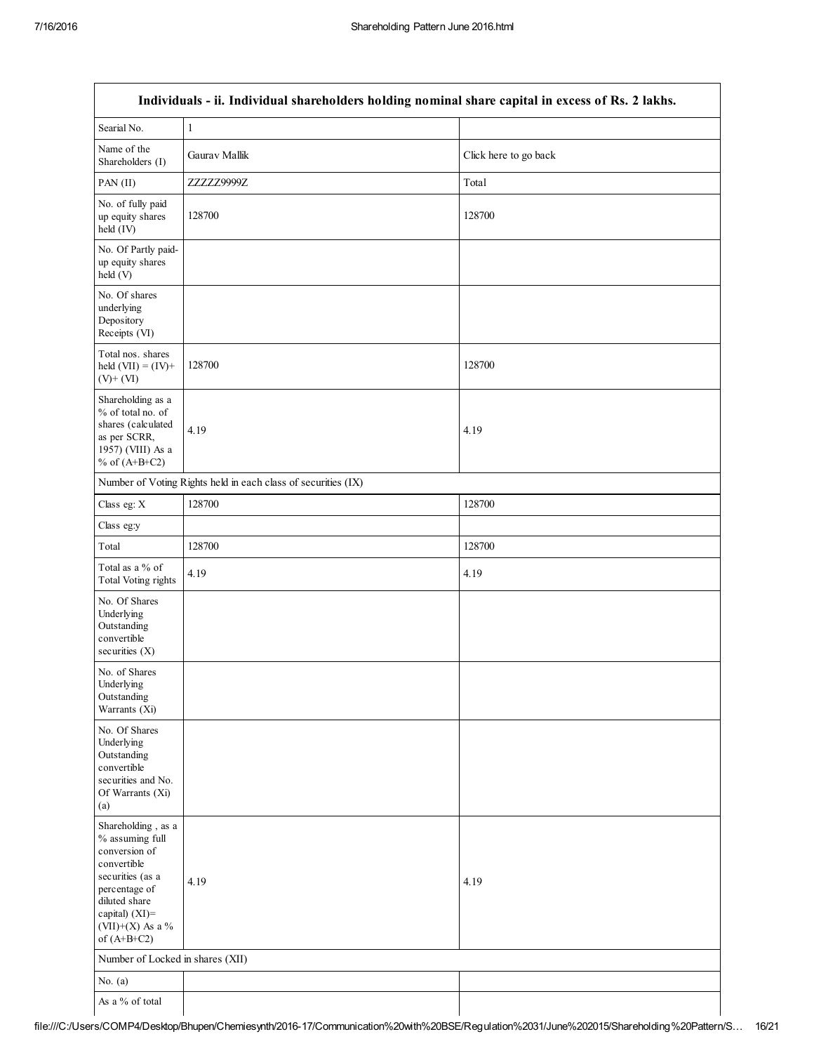| Individuals - ii. Individual shareholders holding nominal share capital in excess of Rs. 2 lakhs. | | |
|---|---|---|
| Searial No. | 1 | |
| Name of the Shareholders (I) | Gaurav Mallik | Click here to go back |
| PAN (II) | ZZZZZ9999Z | Total |
| No. of fully paid up equity shares held (IV) | 128700 | 128700 |
| No. Of Partly paid-up equity shares held (V) | | |
| No. Of shares underlying Depository Receipts (VI) | | |
| Total nos. shares held (VII) = (IV)+ (V)+ (VI) | 128700 | 128700 |
| Shareholding as a % of total no. of shares (calculated as per SCRR, 1957) (VIII) As a % of (A+B+C2) | 4.19 | 4.19 |
| Number of Voting Rights held in each class of securities (IX) | | |
| Class eg: X | 128700 | 128700 |
| Class eg:y | | |
| Total | 128700 | 128700 |
| Total as a % of Total Voting rights | 4.19 | 4.19 |
| No. Of Shares Underlying Outstanding convertible securities (X) | | |
| No. of Shares Underlying Outstanding Warrants (Xi) | | |
| No. Of Shares Underlying Outstanding convertible securities and No. Of Warrants (Xi) (a) | | |
| Shareholding , as a % assuming full conversion of convertible securities (as a percentage of diluted share capital) (XI)= (VII)+(X) As a % of (A+B+C2) | 4.19 | 4.19 |
| Number of Locked in shares (XII) | | |
| No. (a) | | |
| As a % of total | | |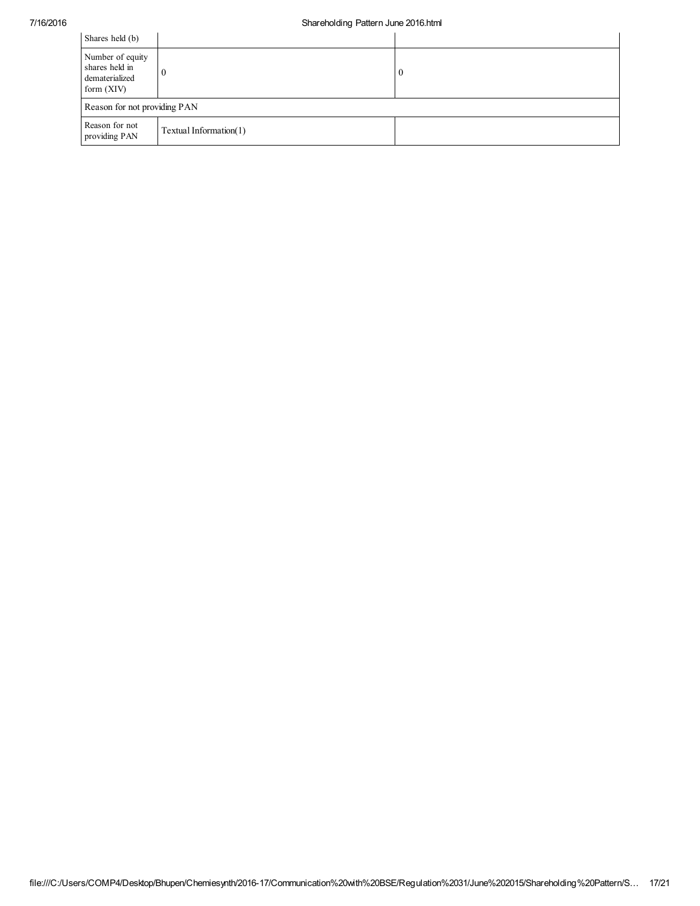| | | |
|---|---|---|
| Shares held (b) | | |
| Number of equity shares held in dematerialized form (XIV) | 0 | 0 |
| Reason for not providing PAN | | |
| Reason for not providing PAN | Textual Information(1) | |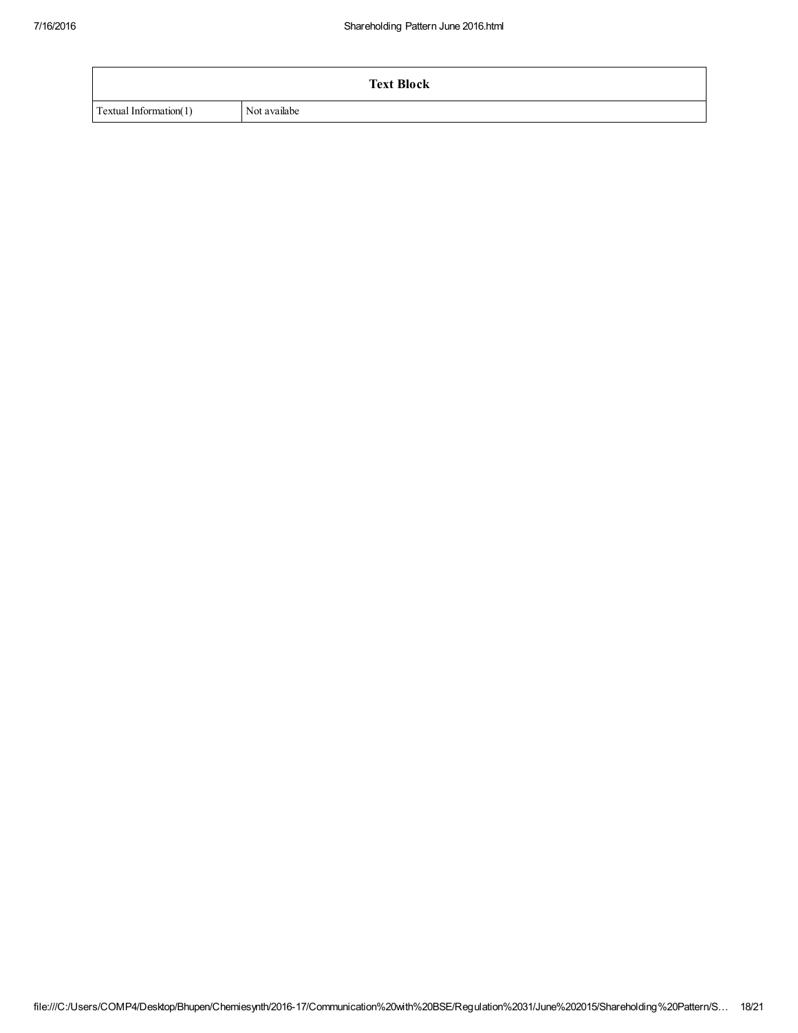| Text Block | |
|---|---|
| Textual Information(1) | Not availabe |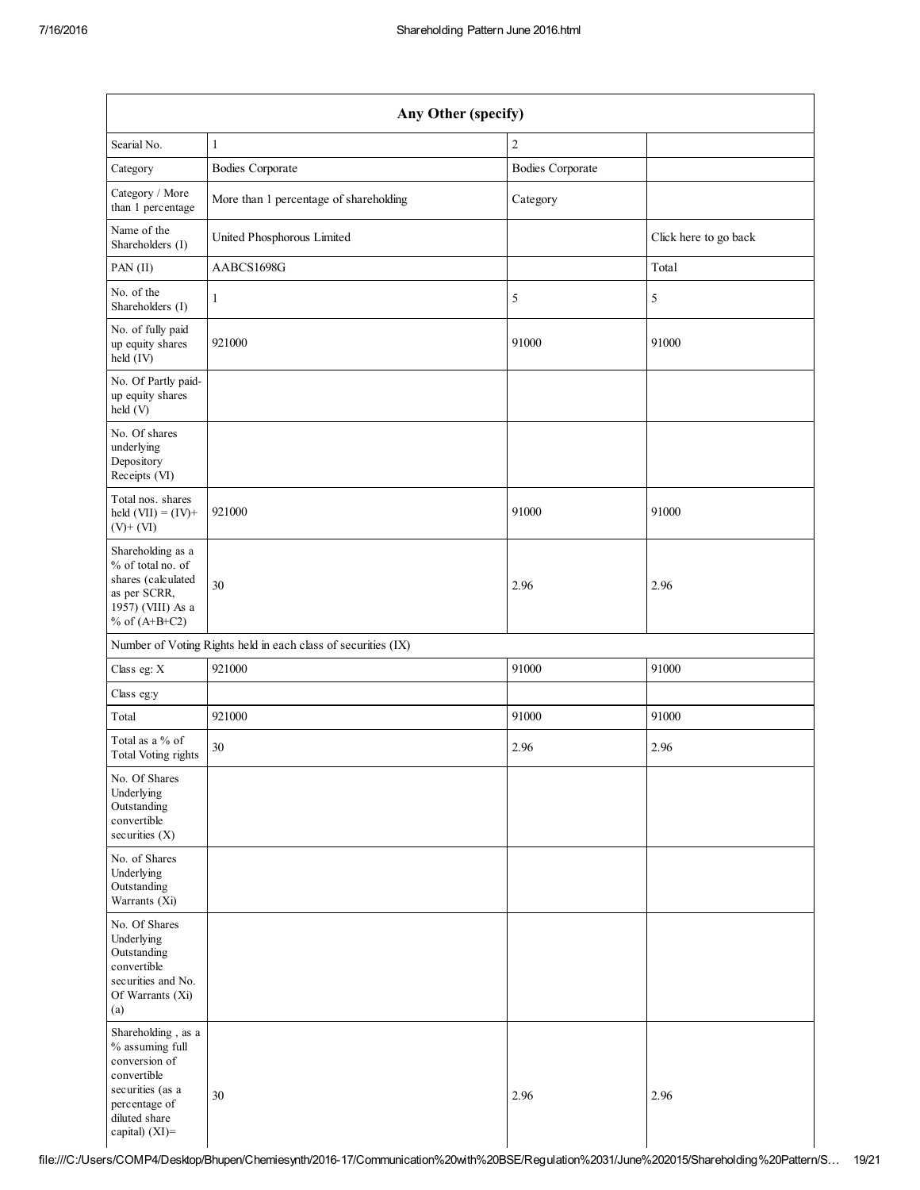| Any Other (specify) | | | |
|---|---|---|---|
| Searial No. | 1 | 2 | |
| Category | Bodies Corporate | Bodies Corporate | |
| Category / More than 1 percentage | More than 1 percentage of shareholding | Category | |
| Name of the Shareholders (I) | United Phosphorous Limited | | Click here to go back |
| PAN (II) | AABCS1698G | | Total |
| No. of the Shareholders (I) | 1 | 5 | 5 |
| No. of fully paid up equity shares held (IV) | 921000 | 91000 | 91000 |
| No. Of Partly paid-up equity shares held (V) | | | |
| No. Of shares underlying Depository Receipts (VI) | | | |
| Total nos. shares held (VII) = (IV)+ (V)+ (VI) | 921000 | 91000 | 91000 |
| Shareholding as a % of total no. of shares (calculated as per SCRR, 1957) (VIII) As a % of (A+B+C2) | 30 | 2.96 | 2.96 |
| Number of Voting Rights held in each class of securities (IX) | | | |
| Class eg: X | 921000 | 91000 | 91000 |
| Class eg:y | | | |
| Total | 921000 | 91000 | 91000 |
| Total as a % of Total Voting rights | 30 | 2.96 | 2.96 |
| No. Of Shares Underlying Outstanding convertible securities (X) | | | |
| No. of Shares Underlying Outstanding Warrants (Xi) | | | |
| No. Of Shares Underlying Outstanding convertible securities and No. Of Warrants (Xi) (a) | | | |
| Shareholding , as a % assuming full conversion of convertible securities (as a percentage of diluted share capital) (XI)= | 30 | 2.96 | 2.96 |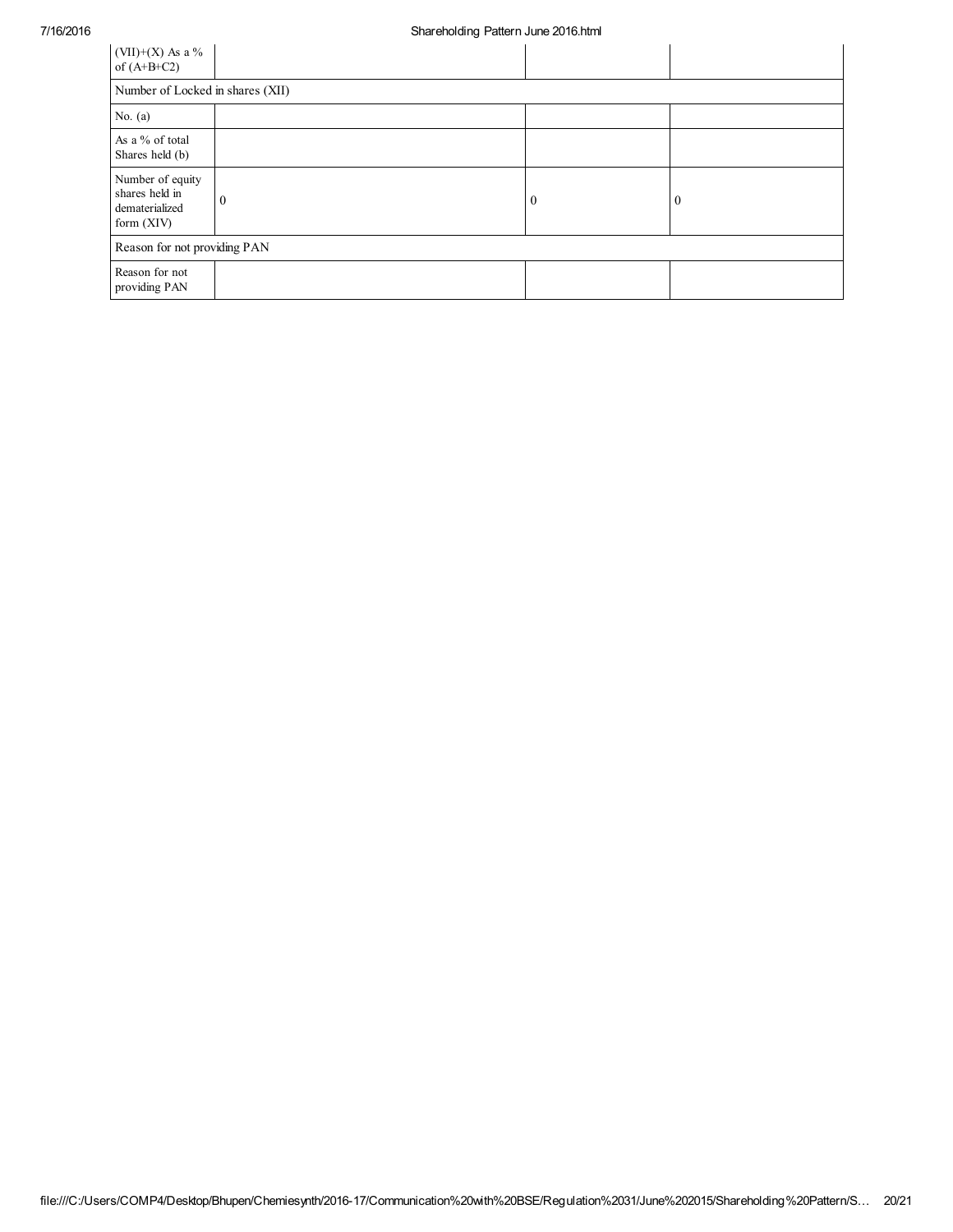| | | | |
|---|---|---|---|
| (VII)+(X) As a % of (A+B+C2) | | | |
| Number of Locked in shares (XII) | | | |
| No. (a) | | | |
| As a % of total Shares held (b) | | | |
| Number of equity shares held in dematerialized form (XIV) | 0 | 0 | 0 |
| Reason for not providing PAN | | | |
| Reason for not providing PAN | | | |